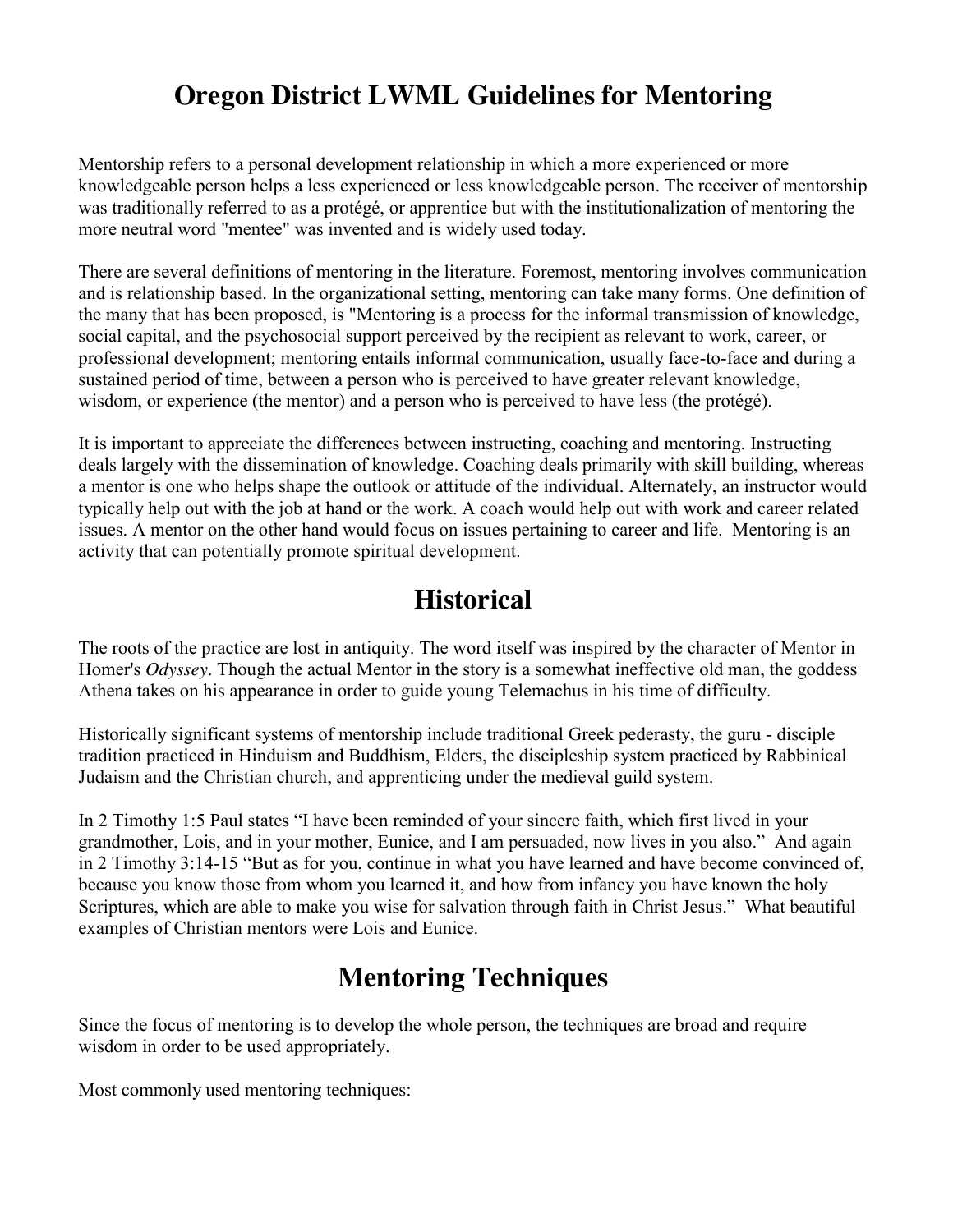# Oregon District LWML Guidelines for Mentoring

Mentorship refers to a personal development relationship in which a more experienced or more knowledgeable person helps a less experienced or less knowledgeable person. The receiver of mentorship was traditionally referred to as a protégé, or apprentice but with the institutionalization of mentoring the more neutral word "mentee" was invented and is widely used today.

There are several definitions of mentoring in the literature. Foremost, mentoring involves communication and is relationship based. In the organizational setting, mentoring can take many forms. One definition of the many that has been proposed, is "Mentoring is a process for the informal transmission of knowledge, social capital, and the psychosocial support perceived by the recipient as relevant to work, career, or professional development; mentoring entails informal communication, usually face-to-face and during a sustained period of time, between a person who is perceived to have greater relevant knowledge, wisdom, or experience (the mentor) and a person who is perceived to have less (the protégé).

It is important to appreciate the differences between instructing, coaching and mentoring. Instructing deals largely with the dissemination of knowledge. Coaching deals primarily with skill building, whereas a mentor is one who helps shape the outlook or attitude of the individual. Alternately, an instructor would typically help out with the job at hand or the work. A coach would help out with work and career related issues. A mentor on the other hand would focus on issues pertaining to career and life. Mentoring is an activity that can potentially promote spiritual development.

## Historical

The roots of the practice are lost in antiquity. The word itself was inspired by the character of Mentor in Homer's *Odyssey*. Though the actual Mentor in the story is a somewhat ineffective old man, the goddess Athena takes on his appearance in order to guide young Telemachus in his time of difficulty.

Historically significant systems of mentorship include traditional Greek pederasty, the guru - disciple tradition practiced in Hinduism and Buddhism, Elders, the discipleship system practiced by Rabbinical Judaism and the Christian church, and apprenticing under the medieval guild system.

In 2 Timothy 1:5 Paul states "I have been reminded of your sincere faith, which first lived in your grandmother, Lois, and in your mother, Eunice, and I am persuaded, now lives in you also." And again in 2 Timothy 3:14-15 "But as for you, continue in what you have learned and have become convinced of, because you know those from whom you learned it, and how from infancy you have known the holy Scriptures, which are able to make you wise for salvation through faith in Christ Jesus." What beautiful examples of Christian mentors were Lois and Eunice.

## Mentoring Techniques

Since the focus of mentoring is to develop the whole person, the techniques are broad and require wisdom in order to be used appropriately.

Most commonly used mentoring techniques: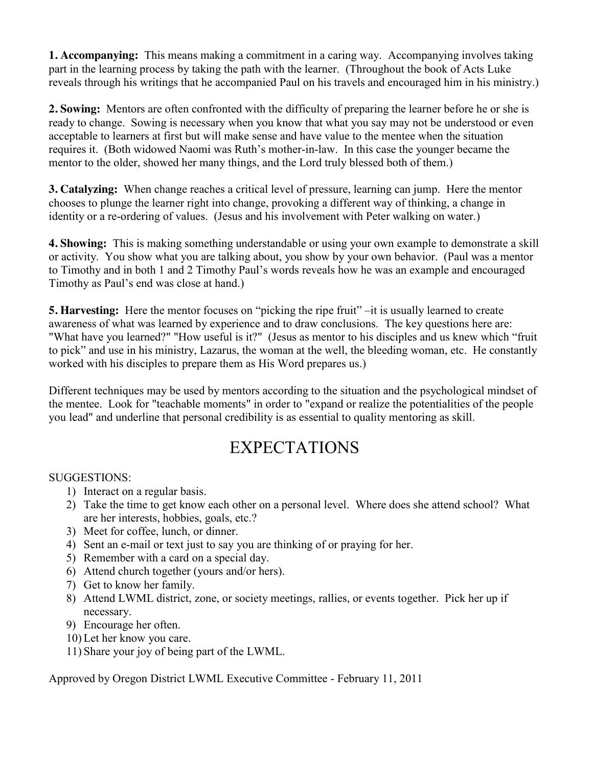**1. Accompanying:** This means making a commitment in a caring way. Accompanying involves taking part in the learning process by taking the path with the learner. (Throughout the book of Acts Luke reveals through his writings that he accompanied Paul on his travels and encouraged him in his ministry.)

**2. Sowing:** Mentors are often confronted with the difficulty of preparing the learner before he or she is ready to change. Sowing is necessary when you know that what you say may not be understood or even acceptable to learners at first but will make sense and have value to the mentee when the situation requires it. (Both widowed Naomi was Ruth's mother-in-law. In this case the younger became the mentor to the older, showed her many things, and the Lord truly blessed both of them.)

**3. Catalyzing:** When change reaches a critical level of pressure, learning can jump. Here the mentor chooses to plunge the learner right into change, provoking a different way of thinking, a change in identity or a re-ordering of values. (Jesus and his involvement with Peter walking on water.)

**4. Showing:** This is making something understandable or using your own example to demonstrate a skill or activity. You show what you are talking about, you show by your own behavior. (Paul was a mentor to Timothy and in both 1 and 2 Timothy Paul's words reveals how he was an example and encouraged Timothy as Paul's end was close at hand.)

**5. Harvesting:** Here the mentor focuses on "picking the ripe fruit" –it is usually learned to create awareness of what was learned by experience and to draw conclusions. The key questions here are: "What have you learned?" "How useful is it?" (Jesus as mentor to his disciples and us knew which "fruit to pick" and use in his ministry, Lazarus, the woman at the well, the bleeding woman, etc. He constantly worked with his disciples to prepare them as His Word prepares us.)

Different techniques may be used by mentors according to the situation and the psychological mindset of the mentee. Look for "teachable moments" in order to "expand or realize the potentialities of the people you lead" and underline that personal credibility is as essential to quality mentoring as skill.

# EXPECTATIONS

SUGGESTIONS:

1) Interact on a regular basis.
2) Take the time to get know each other on a personal level. Where does she attend school? What are her interests, hobbies, goals, etc.?
3) Meet for coffee, lunch, or dinner.
4) Sent an e-mail or text just to say you are thinking of or praying for her.
5) Remember with a card on a special day.
6) Attend church together (yours and/or hers).
7) Get to know her family.
8) Attend LWML district, zone, or society meetings, rallies, or events together. Pick her up if necessary.
9) Encourage her often.
10) Let her know you care.
11) Share your joy of being part of the LWML.

Approved by Oregon District LWML Executive Committee - February 11, 2011